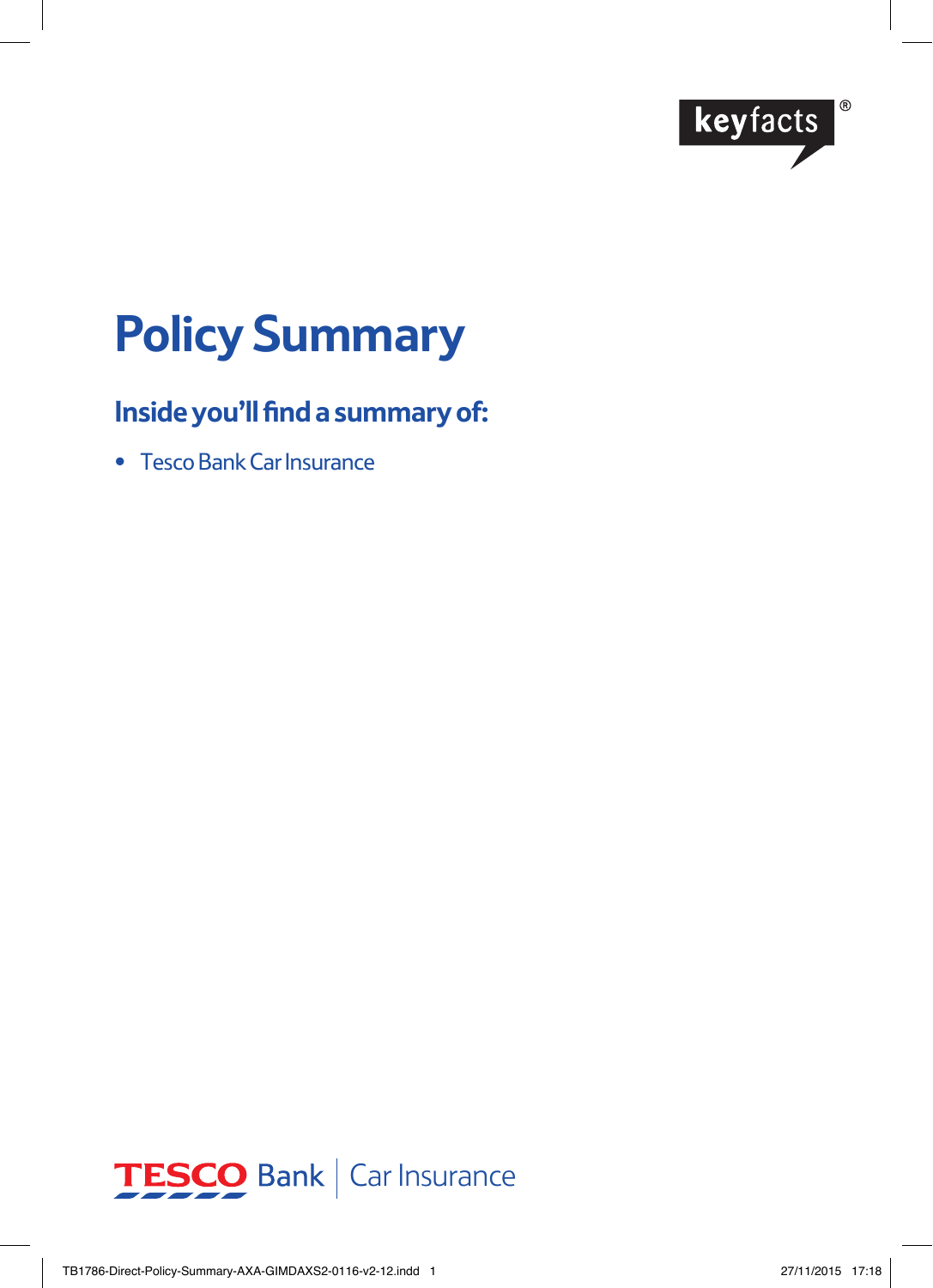keyfacts®

# Policy Summary

## Inside you'll find a summary of:

- Tesco Bank Car Insurance

TESCO Bank | Car Insurance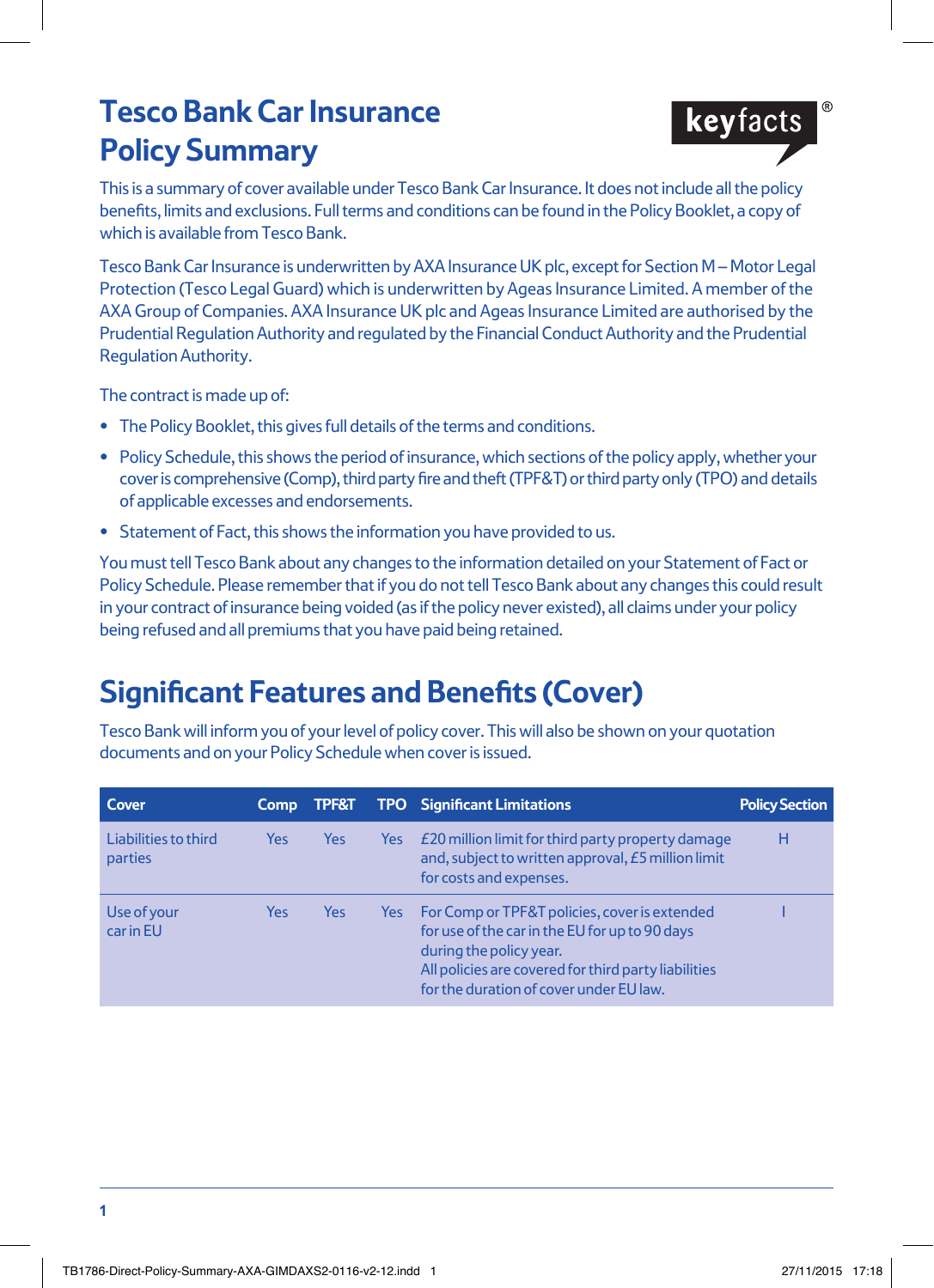# Tesco Bank Car Insurance Policy Summary

keyfacts®

This is a summary of cover available under Tesco Bank Car Insurance. It does not include all the policy benefits, limits and exclusions. Full terms and conditions can be found in the Policy Booklet, a copy of which is available from Tesco Bank.

Tesco Bank Car Insurance is underwritten by AXA Insurance UK plc, except for Section M – Motor Legal Protection (Tesco Legal Guard) which is underwritten by Ageas Insurance Limited. A member of the AXA Group of Companies. AXA Insurance UK plc and Ageas Insurance Limited are authorised by the Prudential Regulation Authority and regulated by the Financial Conduct Authority and the Prudential Regulation Authority.

The contract is made up of:

- The Policy Booklet, this gives full details of the terms and conditions.
- Policy Schedule, this shows the period of insurance, which sections of the policy apply, whether your cover is comprehensive (Comp), third party fire and theft (TPF&T) or third party only (TPO) and details of applicable excesses and endorsements.
- Statement of Fact, this shows the information you have provided to us.

You must tell Tesco Bank about any changes to the information detailed on your Statement of Fact or Policy Schedule. Please remember that if you do not tell Tesco Bank about any changes this could result in your contract of insurance being voided (as if the policy never existed), all claims under your policy being refused and all premiums that you have paid being retained.

## Significant Features and Benefits (Cover)

Tesco Bank will inform you of your level of policy cover. This will also be shown on your quotation documents and on your Policy Schedule when cover is issued.

| Cover | Comp | TPF&T | TPO | Significant Limitations | Policy Section |
|---|---|---|---|---|---|
| Liabilities to third parties | Yes | Yes | Yes | £20 million limit for third party property damage and, subject to written approval, £5 million limit for costs and expenses. | H |
| Use of your car in EU | Yes | Yes | Yes | For Comp or TPF&T policies, cover is extended for use of the car in the EU for up to 90 days during the policy year. All policies are covered for third party liabilities for the duration of cover under EU law. | I |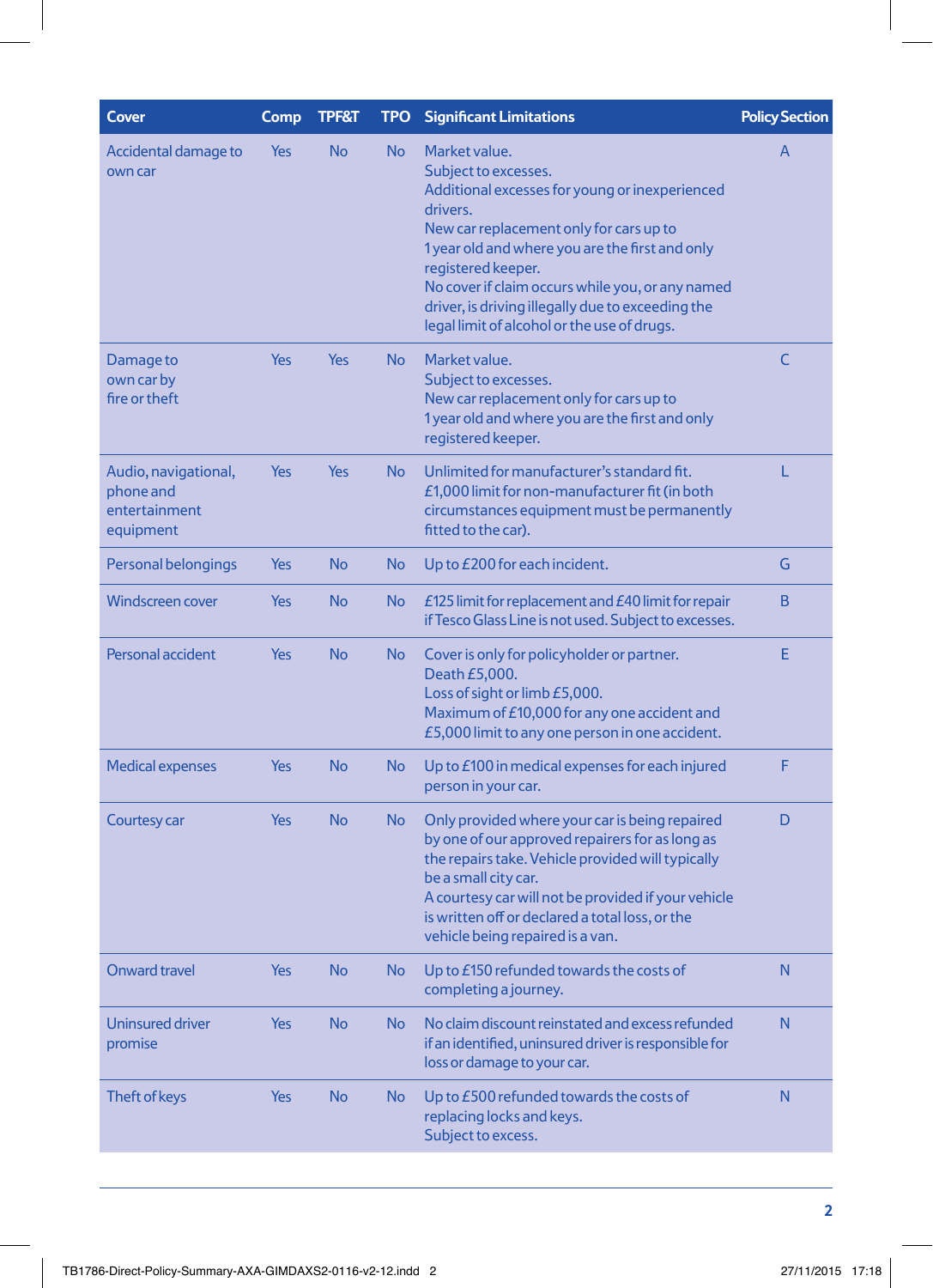| Cover | Comp | TPF&T | TPO | Significant Limitations | Policy Section |
|---|---|---|---|---|---|
| Accidental damage to own car | Yes | No | No | Market value.<br>Subject to excesses.<br>Additional excesses for young or inexperienced drivers.<br>New car replacement only for cars up to 1 year old and where you are the first and only registered keeper.<br>No cover if claim occurs while you, or any named driver, is driving illegally due to exceeding the legal limit of alcohol or the use of drugs. | A |
| Damage to own car by fire or theft | Yes | Yes | No | Market value.<br>Subject to excesses.<br>New car replacement only for cars up to 1 year old and where you are the first and only registered keeper. | C |
| Audio, navigational, phone and entertainment equipment | Yes | Yes | No | Unlimited for manufacturer's standard fit.<br>£1,000 limit for non-manufacturer fit (in both circumstances equipment must be permanently fitted to the car). | L |
| Personal belongings | Yes | No | No | Up to £200 for each incident. | G |
| Windscreen cover | Yes | No | No | £125 limit for replacement and £40 limit for repair if Tesco Glass Line is not used. Subject to excesses. | B |
| Personal accident | Yes | No | No | Cover is only for policyholder or partner.<br>Death £5,000.<br>Loss of sight or limb £5,000.<br>Maximum of £10,000 for any one accident and £5,000 limit to any one person in one accident. | E |
| Medical expenses | Yes | No | No | Up to £100 in medical expenses for each injured person in your car. | F |
| Courtesy car | Yes | No | No | Only provided where your car is being repaired by one of our approved repairers for as long as the repairs take. Vehicle provided will typically be a small city car.<br>A courtesy car will not be provided if your vehicle is written off or declared a total loss, or the vehicle being repaired is a van. | D |
| Onward travel | Yes | No | No | Up to £150 refunded towards the costs of completing a journey. | N |
| Uninsured driver promise | Yes | No | No | No claim discount reinstated and excess refunded if an identified, uninsured driver is responsible for loss or damage to your car. | N |
| Theft of keys | Yes | No | No | Up to £500 refunded towards the costs of replacing locks and keys.<br>Subject to excess. | N |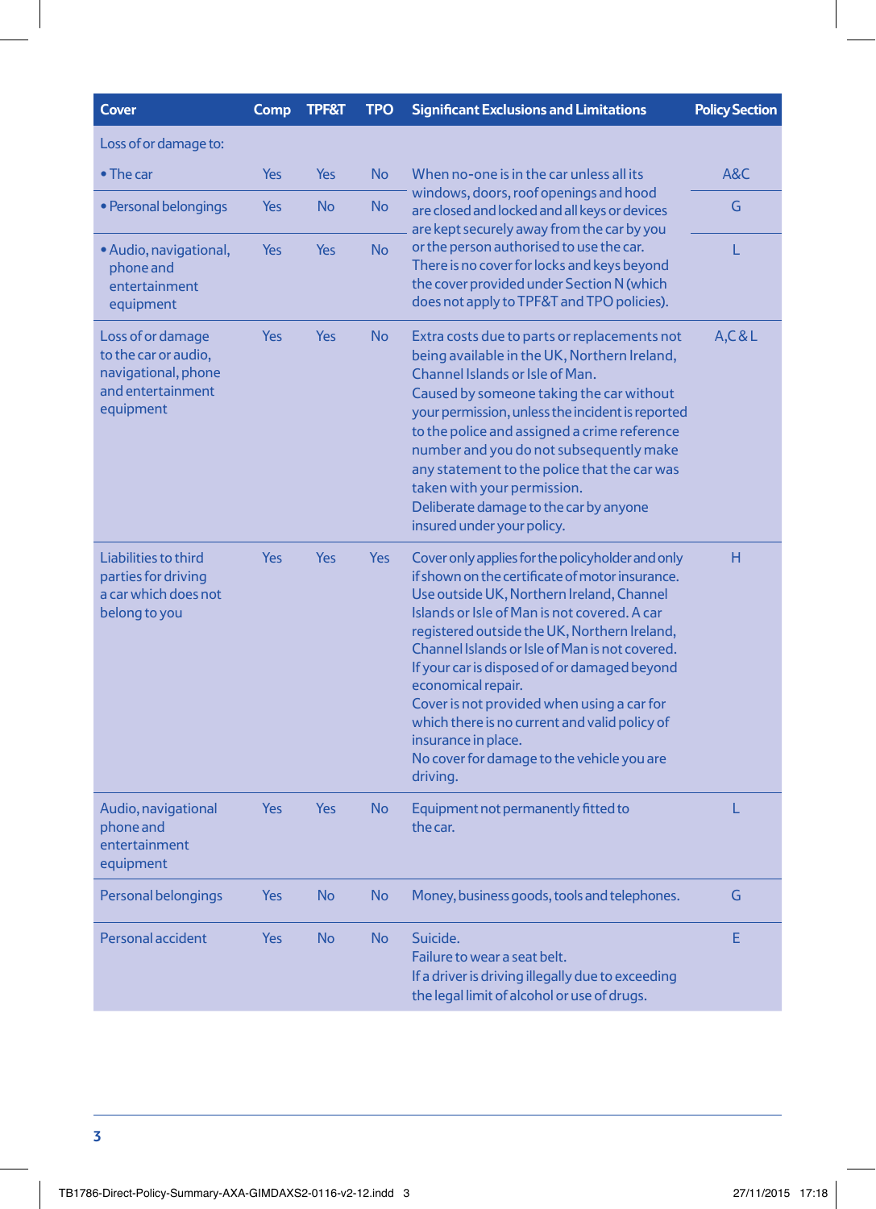| Cover | Comp | TPF&T | TPO | Significant Exclusions and Limitations | Policy Section |
|---|---|---|---|---|---|
| Loss of or damage to: | | | | | |
| • The car | Yes | Yes | No | When no-one is in the car unless all its windows, doors, roof openings and hood are closed and locked and all keys or devices are kept securely away from the car by you or the person authorised to use the car. There is no cover for locks and keys beyond the cover provided under Section N (which does not apply to TPF&T and TPO policies). | A&C |
| • Personal belongings | Yes | No | No | | G |
| • Audio, navigational, phone and entertainment equipment | Yes | Yes | No | | L |
| Loss of or damage to the car or audio, navigational, phone and entertainment equipment | Yes | Yes | No | Extra costs due to parts or replacements not being available in the UK, Northern Ireland, Channel Islands or Isle of Man.<br>Caused by someone taking the car without your permission, unless the incident is reported to the police and assigned a crime reference number and you do not subsequently make any statement to the police that the car was taken with your permission.<br>Deliberate damage to the car by anyone insured under your policy. | A,C & L |
| Liabilities to third parties for driving a car which does not belong to you | Yes | Yes | Yes | Cover only applies for the policyholder and only if shown on the certificate of motor insurance.<br>Use outside UK, Northern Ireland, Channel Islands or Isle of Man is not covered. A car registered outside the UK, Northern Ireland, Channel Islands or Isle of Man is not covered.<br>If your car is disposed of or damaged beyond economical repair.<br>Cover is not provided when using a car for which there is no current and valid policy of insurance in place.<br>No cover for damage to the vehicle you are driving. | H |
| Audio, navigational phone and entertainment equipment | Yes | Yes | No | Equipment not permanently fitted to the car. | L |
| Personal belongings | Yes | No | No | Money, business goods, tools and telephones. | G |
| Personal accident | Yes | No | No | Suicide.<br>Failure to wear a seat belt.<br>If a driver is driving illegally due to exceeding the legal limit of alcohol or use of drugs. | E |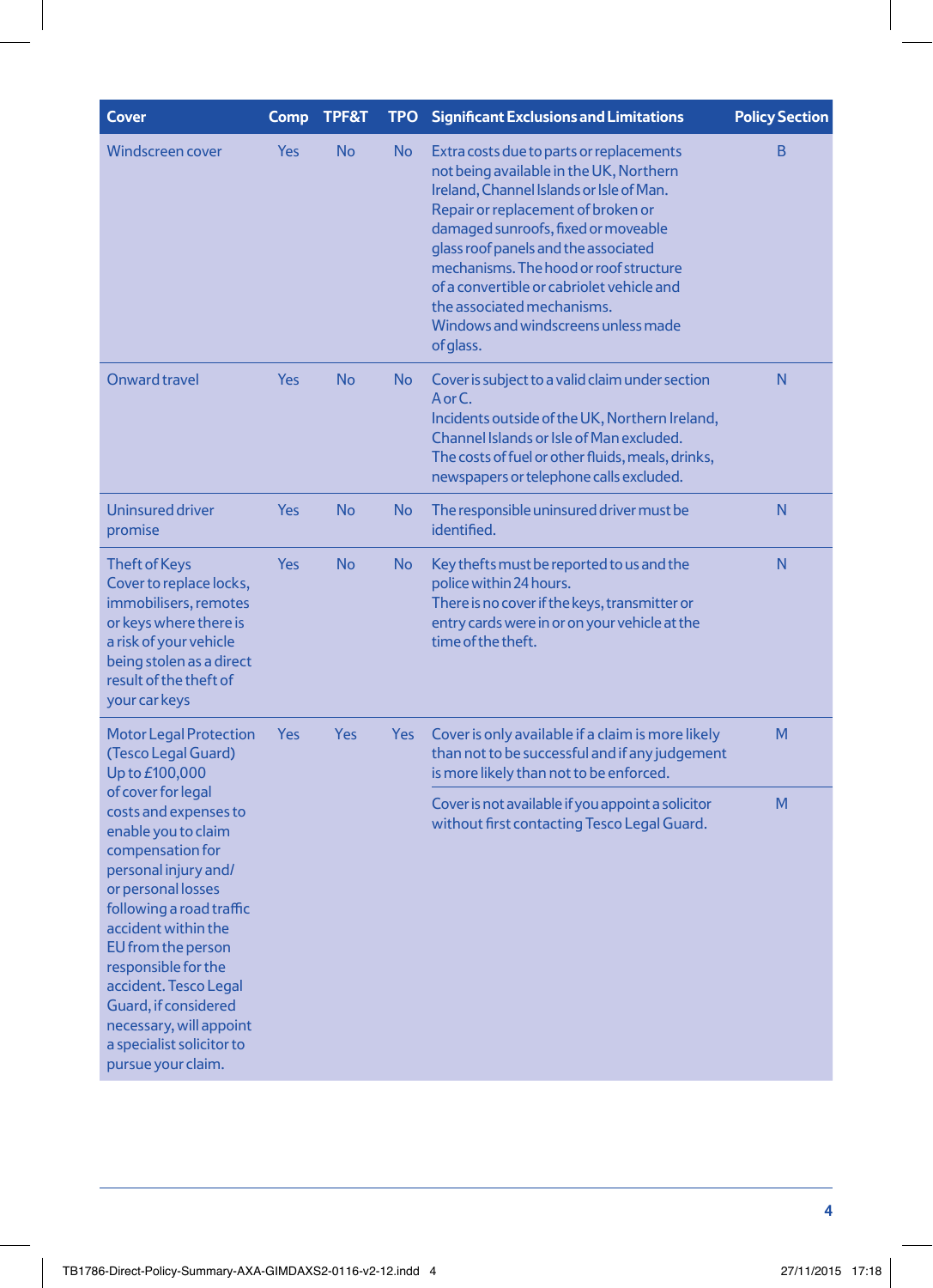| Cover | Comp | TPF&T | TPO | Significant Exclusions and Limitations | Policy Section |
|---|---|---|---|---|---|
| Windscreen cover | Yes | No | No | Extra costs due to parts or replacements not being available in the UK, Northern Ireland, Channel Islands or Isle of Man. Repair or replacement of broken or damaged sunroofs, fixed or moveable glass roof panels and the associated mechanisms. The hood or roof structure of a convertible or cabriolet vehicle and the associated mechanisms. Windows and windscreens unless made of glass. | B |
| Onward travel | Yes | No | No | Cover is subject to a valid claim under section A or C. Incidents outside of the UK, Northern Ireland, Channel Islands or Isle of Man excluded. The costs of fuel or other fluids, meals, drinks, newspapers or telephone calls excluded. | N |
| Uninsured driver promise | Yes | No | No | The responsible uninsured driver must be identified. | N |
| Theft of Keys Cover to replace locks, immobilisers, remotes or keys where there is a risk of your vehicle being stolen as a direct result of the theft of your car keys | Yes | No | No | Key thefts must be reported to us and the police within 24 hours. There is no cover if the keys, transmitter or entry cards were in or on your vehicle at the time of the theft. | N |
| Motor Legal Protection (Tesco Legal Guard) Up to £100,000 of cover for legal costs and expenses to enable you to claim compensation for personal injury and/or personal losses following a road traffic accident within the EU from the person responsible for the accident. Tesco Legal Guard, if considered necessary, will appoint a specialist solicitor to pursue your claim. | Yes | Yes | Yes | Cover is only available if a claim is more likely than not to be successful and if any judgement is more likely than not to be enforced. | M |
| | | | | Cover is not available if you appoint a solicitor without first contacting Tesco Legal Guard. | M |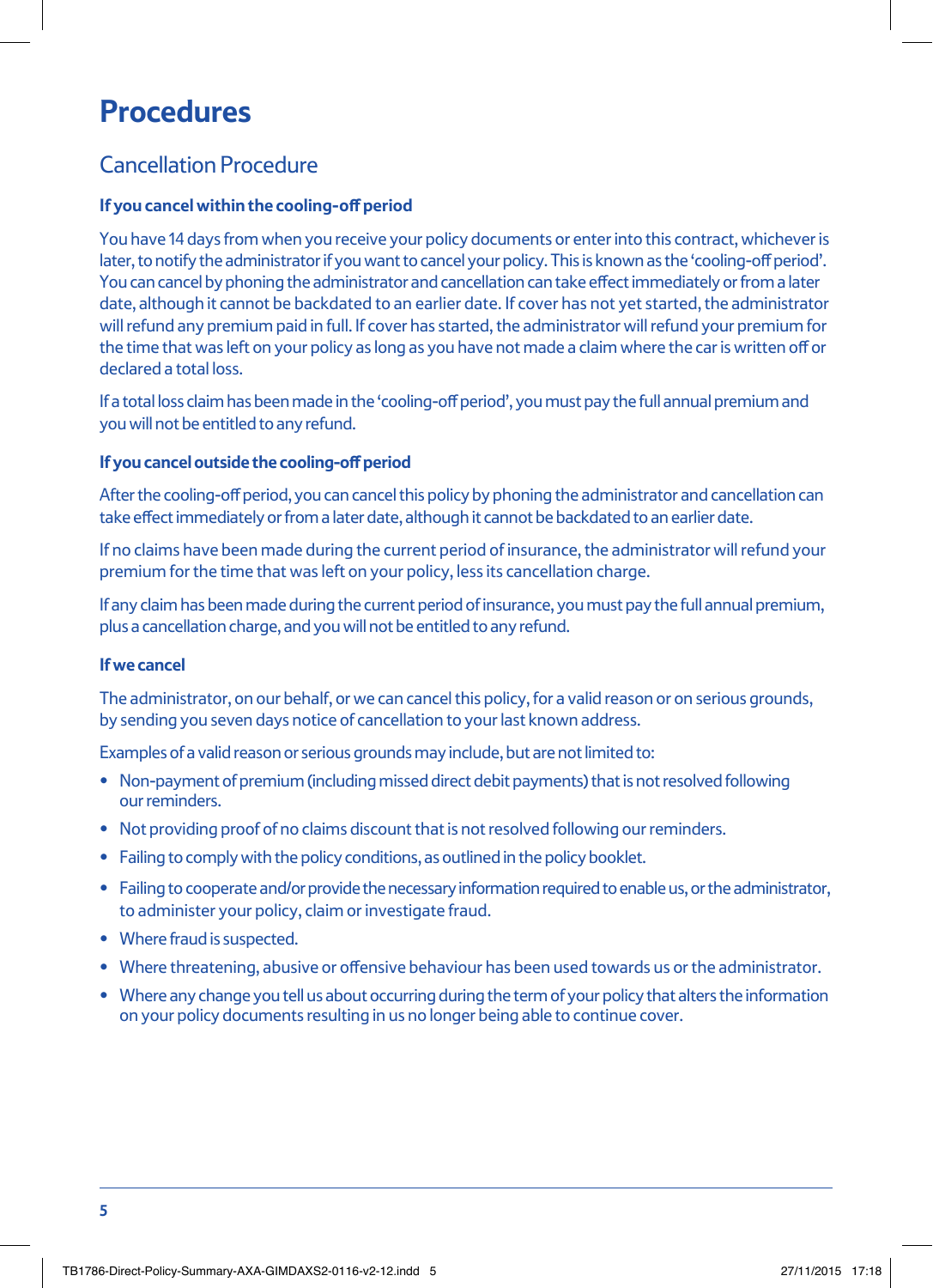# Procedures

## Cancellation Procedure

### If you cancel within the cooling-off period

You have 14 days from when you receive your policy documents or enter into this contract, whichever is later, to notify the administrator if you want to cancel your policy. This is known as the 'cooling-off period'. You can cancel by phoning the administrator and cancellation can take effect immediately or from a later date, although it cannot be backdated to an earlier date. If cover has not yet started, the administrator will refund any premium paid in full. If cover has started, the administrator will refund your premium for the time that was left on your policy as long as you have not made a claim where the car is written off or declared a total loss.

If a total loss claim has been made in the 'cooling-off period', you must pay the full annual premium and you will not be entitled to any refund.

### If you cancel outside the cooling-off period

After the cooling-off period, you can cancel this policy by phoning the administrator and cancellation can take effect immediately or from a later date, although it cannot be backdated to an earlier date.

If no claims have been made during the current period of insurance, the administrator will refund your premium for the time that was left on your policy, less its cancellation charge.

If any claim has been made during the current period of insurance, you must pay the full annual premium, plus a cancellation charge, and you will not be entitled to any refund.

### If we cancel

The administrator, on our behalf, or we can cancel this policy, for a valid reason or on serious grounds, by sending you seven days notice of cancellation to your last known address.

Examples of a valid reason or serious grounds may include, but are not limited to:

- Non-payment of premium (including missed direct debit payments) that is not resolved following our reminders.
- Not providing proof of no claims discount that is not resolved following our reminders.
- Failing to comply with the policy conditions, as outlined in the policy booklet.
- Failing to cooperate and/or provide the necessary information required to enable us, or the administrator, to administer your policy, claim or investigate fraud.
- Where fraud is suspected.
- Where threatening, abusive or offensive behaviour has been used towards us or the administrator.
- Where any change you tell us about occurring during the term of your policy that alters the information on your policy documents resulting in us no longer being able to continue cover.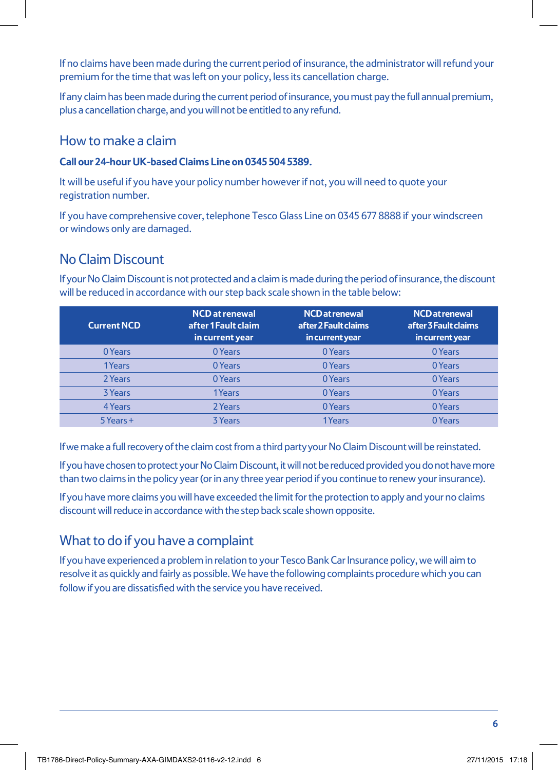If no claims have been made during the current period of insurance, the administrator will refund your premium for the time that was left on your policy, less its cancellation charge.

If any claim has been made during the current period of insurance, you must pay the full annual premium, plus a cancellation charge, and you will not be entitled to any refund.

## How to make a claim

**Call our 24-hour UK-based Claims Line on 0345 504 5389.**

It will be useful if you have your policy number however if not, you will need to quote your registration number.

If you have comprehensive cover, telephone Tesco Glass Line on 0345 677 8888 if your windscreen or windows only are damaged.

## No Claim Discount

If your No Claim Discount is not protected and a claim is made during the period of insurance, the discount will be reduced in accordance with our step back scale shown in the table below:

| Current NCD | NCD at renewal after 1 Fault claim in current year | NCD at renewal after 2 Fault claims in current year | NCD at renewal after 3 Fault claims in current year |
|---|---|---|---|
| 0 Years | 0 Years | 0 Years | 0 Years |
| 1 Years | 0 Years | 0 Years | 0 Years |
| 2 Years | 0 Years | 0 Years | 0 Years |
| 3 Years | 1 Years | 0 Years | 0 Years |
| 4 Years | 2 Years | 0 Years | 0 Years |
| 5 Years + | 3 Years | 1 Years | 0 Years |

If we make a full recovery of the claim cost from a third party your No Claim Discount will be reinstated.

If you have chosen to protect your No Claim Discount, it will not be reduced provided you do not have more than two claims in the policy year (or in any three year period if you continue to renew your insurance).

If you have more claims you will have exceeded the limit for the protection to apply and your no claims discount will reduce in accordance with the step back scale shown opposite.

## What to do if you have a complaint

If you have experienced a problem in relation to your Tesco Bank Car Insurance policy, we will aim to resolve it as quickly and fairly as possible. We have the following complaints procedure which you can follow if you are dissatisfied with the service you have received.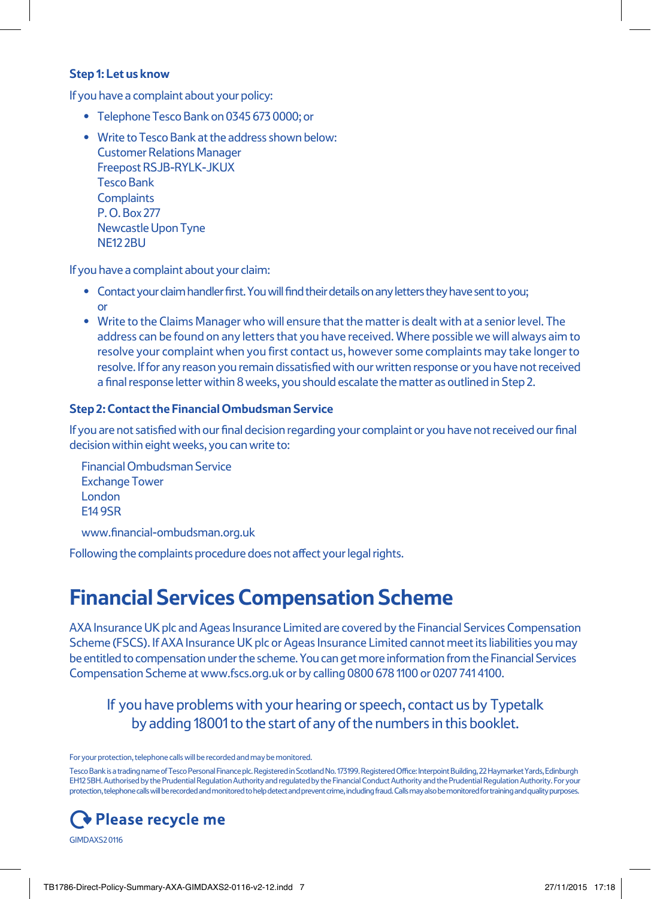### Step 1: Let us know

If you have a complaint about your policy:

- Telephone Tesco Bank on 0345 673 0000; or
- Write to Tesco Bank at the address shown below:
  Customer Relations Manager
  Freepost RSJB-RYLK-JKUX
  Tesco Bank
  Complaints
  P. O. Box 277
  Newcastle Upon Tyne
  NE12 2BU

If you have a complaint about your claim:

- Contact your claim handler first. You will find their details on any letters they have sent to you; or
- Write to the Claims Manager who will ensure that the matter is dealt with at a senior level. The address can be found on any letters that you have received. Where possible we will always aim to resolve your complaint when you first contact us, however some complaints may take longer to resolve. If for any reason you remain dissatisfied with our written response or you have not received a final response letter within 8 weeks, you should escalate the matter as outlined in Step 2.

### Step 2: Contact the Financial Ombudsman Service

If you are not satisfied with our final decision regarding your complaint or you have not received our final decision within eight weeks, you can write to:

Financial Ombudsman Service
Exchange Tower
London
E14 9SR

www.financial-ombudsman.org.uk

Following the complaints procedure does not affect your legal rights.

# Financial Services Compensation Scheme

AXA Insurance UK plc and Ageas Insurance Limited are covered by the Financial Services Compensation Scheme (FSCS). If AXA Insurance UK plc or Ageas Insurance Limited cannot meet its liabilities you may be entitled to compensation under the scheme. You can get more information from the Financial Services Compensation Scheme at www.fscs.org.uk or by calling 0800 678 1100 or 0207 741 4100.

If you have problems with your hearing or speech, contact us by Typetalk by adding 18001 to the start of any of the numbers in this booklet.

For your protection, telephone calls will be recorded and may be monitored.

Tesco Bank is a trading name of Tesco Personal Finance plc. Registered in Scotland No. 173199. Registered Office: Interpoint Building, 22 Haymarket Yards, Edinburgh EH12 5BH. Authorised by the Prudential Regulation Authority and regulated by the Financial Conduct Authority and the Prudential Regulation Authority. For your protection, telephone calls will be recorded and monitored to help detect and prevent crime, including fraud. Calls may also be monitored for training and quality purposes.

**Please recycle me**

GIMDAXS2 0116